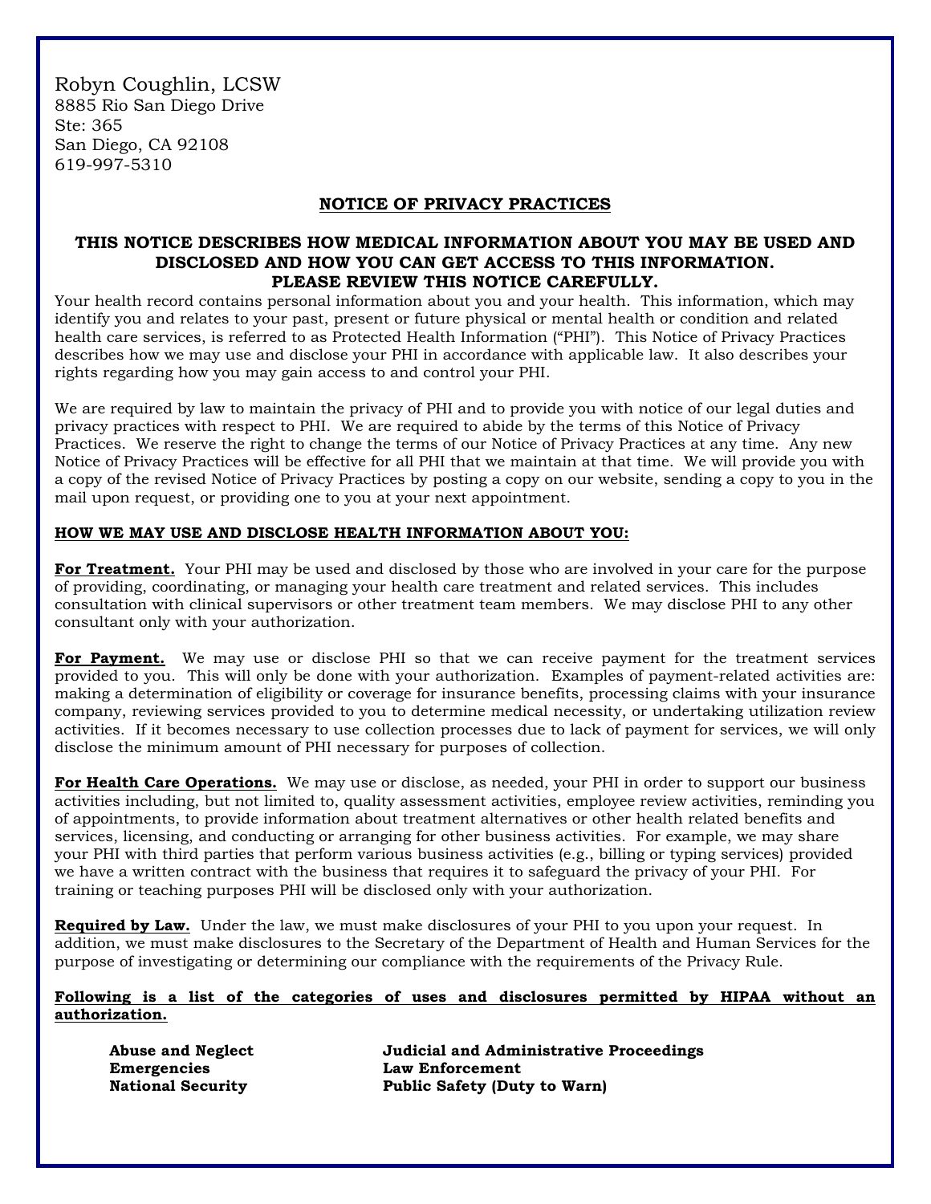Robyn Coughlin, LCSW
8885 Rio San Diego Drive
Ste: 365
San Diego, CA 92108
619-997-5310

## NOTICE OF PRIVACY PRACTICES

### THIS NOTICE DESCRIBES HOW MEDICAL INFORMATION ABOUT YOU MAY BE USED AND DISCLOSED AND HOW YOU CAN GET ACCESS TO THIS INFORMATION. PLEASE REVIEW THIS NOTICE CAREFULLY.

Your health record contains personal information about you and your health. This information, which may identify you and relates to your past, present or future physical or mental health or condition and related health care services, is referred to as Protected Health Information ("PHI"). This Notice of Privacy Practices describes how we may use and disclose your PHI in accordance with applicable law. It also describes your rights regarding how you may gain access to and control your PHI.

We are required by law to maintain the privacy of PHI and to provide you with notice of our legal duties and privacy practices with respect to PHI. We are required to abide by the terms of this Notice of Privacy Practices. We reserve the right to change the terms of our Notice of Privacy Practices at any time. Any new Notice of Privacy Practices will be effective for all PHI that we maintain at that time. We will provide you with a copy of the revised Notice of Privacy Practices by posting a copy on our website, sending a copy to you in the mail upon request, or providing one to you at your next appointment.

**HOW WE MAY USE AND DISCLOSE HEALTH INFORMATION ABOUT YOU:**

**For Treatment.** Your PHI may be used and disclosed by those who are involved in your care for the purpose of providing, coordinating, or managing your health care treatment and related services. This includes consultation with clinical supervisors or other treatment team members. We may disclose PHI to any other consultant only with your authorization.

**For Payment.** We may use or disclose PHI so that we can receive payment for the treatment services provided to you. This will only be done with your authorization. Examples of payment-related activities are: making a determination of eligibility or coverage for insurance benefits, processing claims with your insurance company, reviewing services provided to you to determine medical necessity, or undertaking utilization review activities. If it becomes necessary to use collection processes due to lack of payment for services, we will only disclose the minimum amount of PHI necessary for purposes of collection.

**For Health Care Operations.** We may use or disclose, as needed, your PHI in order to support our business activities including, but not limited to, quality assessment activities, employee review activities, reminding you of appointments, to provide information about treatment alternatives or other health related benefits and services, licensing, and conducting or arranging for other business activities. For example, we may share your PHI with third parties that perform various business activities (e.g., billing or typing services) provided we have a written contract with the business that requires it to safeguard the privacy of your PHI. For training or teaching purposes PHI will be disclosed only with your authorization.

**Required by Law.** Under the law, we must make disclosures of your PHI to you upon your request. In addition, we must make disclosures to the Secretary of the Department of Health and Human Services for the purpose of investigating or determining our compliance with the requirements of the Privacy Rule.

**Following is a list of the categories of uses and disclosures permitted by HIPAA without an authorization.**

- **Abuse and Neglect**
- **Emergencies**
- **National Security**
- **Judicial and Administrative Proceedings**
- **Law Enforcement**
- **Public Safety (Duty to Warn)**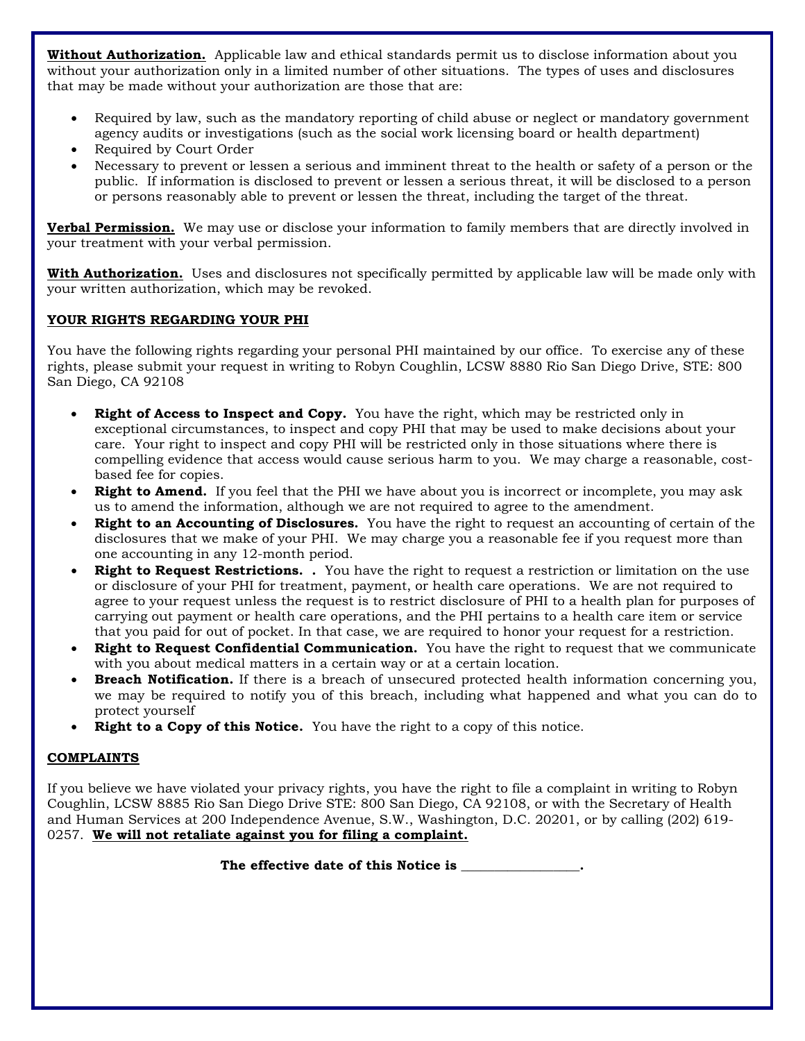**Without Authorization.** Applicable law and ethical standards permit us to disclose information about you without your authorization only in a limited number of other situations. The types of uses and disclosures that may be made without your authorization are those that are:

- Required by law, such as the mandatory reporting of child abuse or neglect or mandatory government agency audits or investigations (such as the social work licensing board or health department)
- Required by Court Order
- Necessary to prevent or lessen a serious and imminent threat to the health or safety of a person or the public. If information is disclosed to prevent or lessen a serious threat, it will be disclosed to a person or persons reasonably able to prevent or lessen the threat, including the target of the threat.

**Verbal Permission.** We may use or disclose your information to family members that are directly involved in your treatment with your verbal permission.

**With Authorization.** Uses and disclosures not specifically permitted by applicable law will be made only with your written authorization, which may be revoked.

**YOUR RIGHTS REGARDING YOUR PHI**

You have the following rights regarding your personal PHI maintained by our office. To exercise any of these rights, please submit your request in writing to Robyn Coughlin, LCSW 8880 Rio San Diego Drive, STE: 800 San Diego, CA 92108

- **Right of Access to Inspect and Copy.** You have the right, which may be restricted only in exceptional circumstances, to inspect and copy PHI that may be used to make decisions about your care. Your right to inspect and copy PHI will be restricted only in those situations where there is compelling evidence that access would cause serious harm to you. We may charge a reasonable, cost-based fee for copies.
- **Right to Amend.** If you feel that the PHI we have about you is incorrect or incomplete, you may ask us to amend the information, although we are not required to agree to the amendment.
- **Right to an Accounting of Disclosures.** You have the right to request an accounting of certain of the disclosures that we make of your PHI. We may charge you a reasonable fee if you request more than one accounting in any 12-month period.
- **Right to Request Restrictions. .** You have the right to request a restriction or limitation on the use or disclosure of your PHI for treatment, payment, or health care operations. We are not required to agree to your request unless the request is to restrict disclosure of PHI to a health plan for purposes of carrying out payment or health care operations, and the PHI pertains to a health care item or service that you paid for out of pocket. In that case, we are required to honor your request for a restriction.
- **Right to Request Confidential Communication.** You have the right to request that we communicate with you about medical matters in a certain way or at a certain location.
- **Breach Notification.** If there is a breach of unsecured protected health information concerning you, we may be required to notify you of this breach, including what happened and what you can do to protect yourself
- **Right to a Copy of this Notice.** You have the right to a copy of this notice.

**COMPLAINTS**

If you believe we have violated your privacy rights, you have the right to file a complaint in writing to Robyn Coughlin, LCSW 8885 Rio San Diego Drive STE: 800 San Diego, CA 92108, or with the Secretary of Health and Human Services at 200 Independence Avenue, S.W., Washington, D.C. 20201, or by calling (202) 619-0257. **We will not retaliate against you for filing a complaint.**

**The effective date of this Notice is \_\_\_\_\_\_\_\_\_\_\_\_\_\_\_\_\_.**